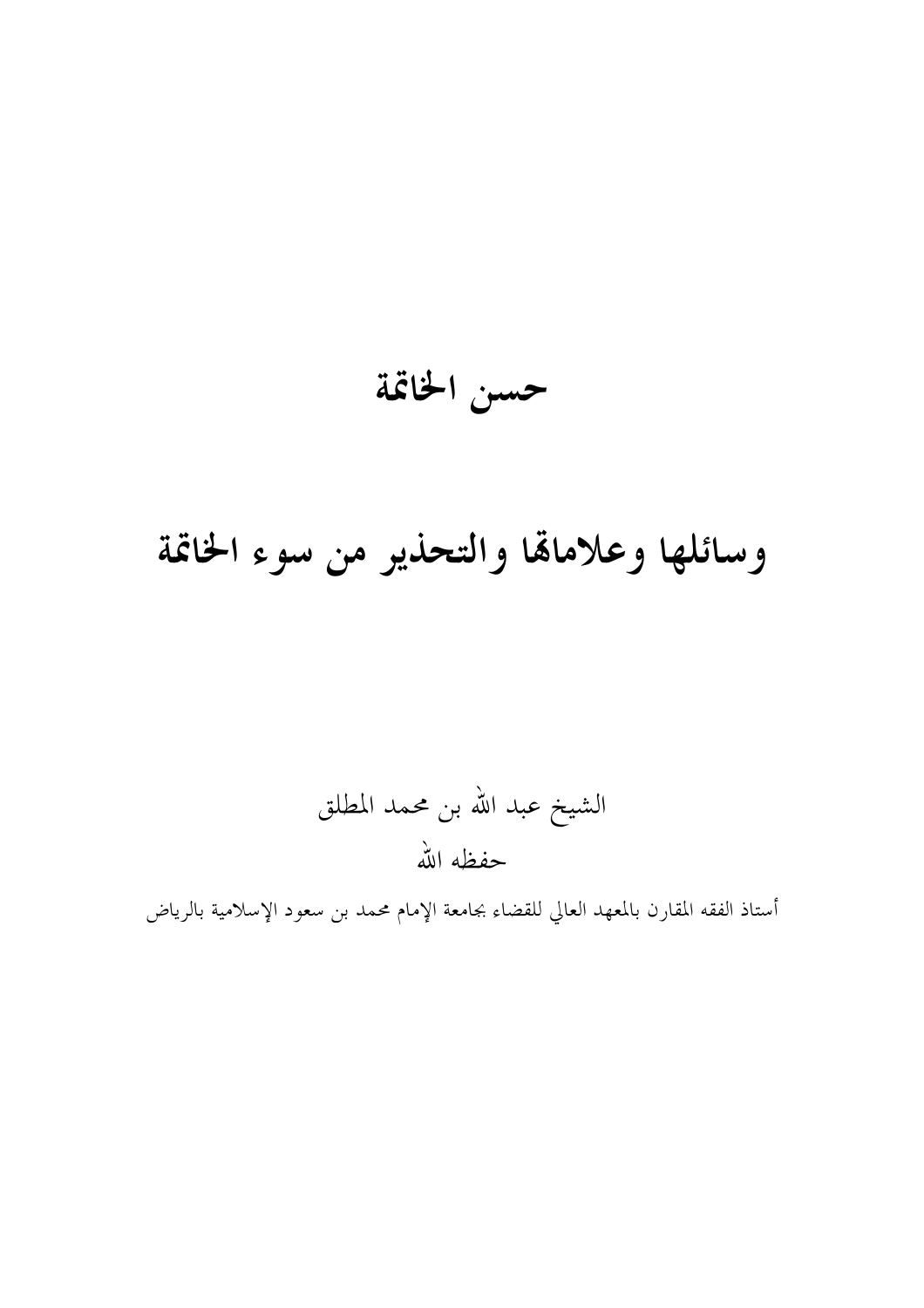# حسن الخاتمة

## وسائلها وعلاماتها والتحذير من سوء الخاتمة

الشيخ عبد الله بن محمد المطلق

حفظه الله

أستاذ الفقه المقارن بالمعهد العالي للقضاء بجامعة الإمام محمد بن سعود الإسلامية بالرياض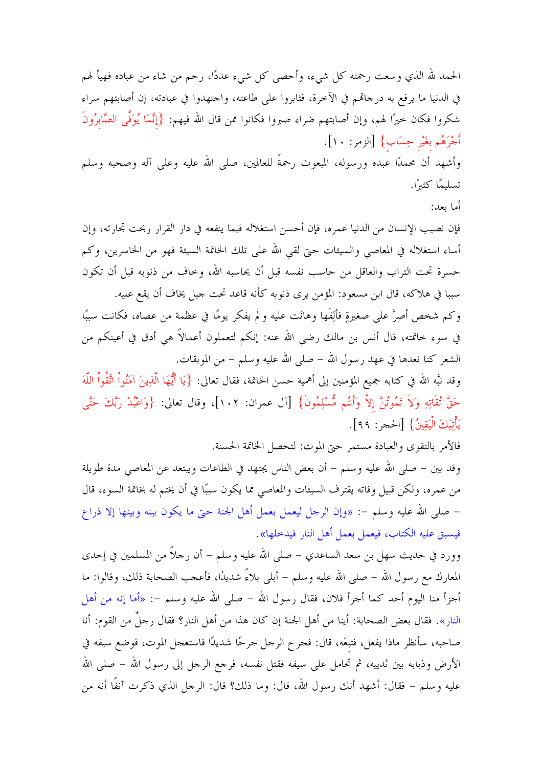الحمد لله الذي وسعت رحمته كل شيء، وأحصى كل شيء عددًا، رحم من شاء من عباده فهيأ لهم في الدنيا ما يرفع به درجاتهم في الآخرة، فثابروا على طاعته، واجتهدوا في عبادته، إن أصابتهم سراء شكروا فكان خيرًا لهم، وإن أصابتهم ضراء صبروا فكانوا ممن قال الله فيهم: {إِنَّمَا يُوَفَّى الصَّابِرُونَ أَجْرَهُم بِغَيْرِ حِسَابٍ} [الزمر: ١٠].

وأشهد أن محمدًا عبده ورسوله، المبعوث رحمةً للعالمين، صلى الله عليه وعلى آله وصحبه وسلم تسليمًا كثيرًا.

أما بعد:

فإن نصيب الإنسان من الدنيا عمره، فإن أحسن استغلاله فيما ينفعه في دار القرار ربحت تجارته، وإن أساء استغلاله في المعاصي والسيئات حتى لقي الله على تلك الخاتمة السيئة فهو من الخاسرين، وكم حسرة تحت التراب والعاقل من حاسب نفسه قبل أن يحاسبه الله، وخاف من ذنوبه قبل أن تكون سببا في هلاكه، قال ابن مسعود: المؤمن يرى ذنوبه كأنه قاعد تحت جبل يخاف أن يقع عليه.

وكم شخص أصرَّ على صغيرةٍ فألِفَها وهانت عليه و لم يفكر يومًا في عظمة من عصاه، فكانت سببًا في سوء خاتمته، قال أنس بن مالك رضي الله عنه: إنكم لتعملون أعمالاً هي أدق في أعينكم من الشعر كنا نعدها في عهد رسول الله – صلى الله عليه وسلم – من الموبقات.

وقد نبَّه الله في كتابه جميع المؤمنين إلى أهمية حسن الخاتمة، فقال تعالى: {يَا أَيُّهَا الَّذِينَ آمَنُواْ اتَّقُواْ اللّهَ حَقَّ تُقَاتِهِ وَلاَ تَمُوتُنَّ إِلاَّ وَأَنتُم مُّسْلِمُونَ} [آل عمران: ١٠٢]، وقال تعالى: {وَاعْبُدْ رَبَّكَ حَتَّى يَأْتِيَكَ الْيَقِينُ} [الحجر: ٩٩].

فالأمر بالتقوى والعبادة مستمر حتى الموت: لتحصل الخاتمة الحسنة.

وقد بين – صلى الله عليه وسلم – أن بعض الناس يجتهد في الطاعات ويبتعد عن المعاصي مدة طويلة من عمره، ولكن قبيل وفاته يقترف السيئات والمعاصي مما يكون سببًا في أن يختم له بخاتمة السوء، قال – صلى الله عليه وسلم –: «وإن الرجل ليعمل بعمل أهل الجنة حتى ما يكون بينه وبينها إلا ذراع فيسبق عليه الكتاب، فيعمل بعمل أهل النار فيدخلها».

وورد في حديث سهل بن سعد الساعدي – صلى الله عليه وسلم – أن رجلاً من المسلمين في إحدى المعارك مع رسول الله – صلى الله عليه وسلم – أبلى بلاءً شديدًا، فأعجب الصحابة ذلك، وقالوا: ما أجزأ منا اليوم أحد كما أجزأ فلان، فقال رسول الله – صلى الله عليه وسلم –: «أما إنه من أهل النار». فقال بعض الصحابة: أينا من أهل الجنة إن كان هذا من أهل النار؟ فقال رجلٌ من القوم: أنا صاحبه، سأنظر ماذا يفعل، فتبعَه، قال: فجرح الرجل جرحًا شديدًا فاستعجل الموت، فوضع سيفه في الأرض وذبابه بين ثدييه، ثم تحامل على سيفه فقتل نفسه، فرجع الرجل إلى رسول الله – صلى الله عليه وسلم – فقال: أشهد أنك رسول الله، قال: وما ذلك؟ قال: الرجل الذي ذكرت آنفًا أنه من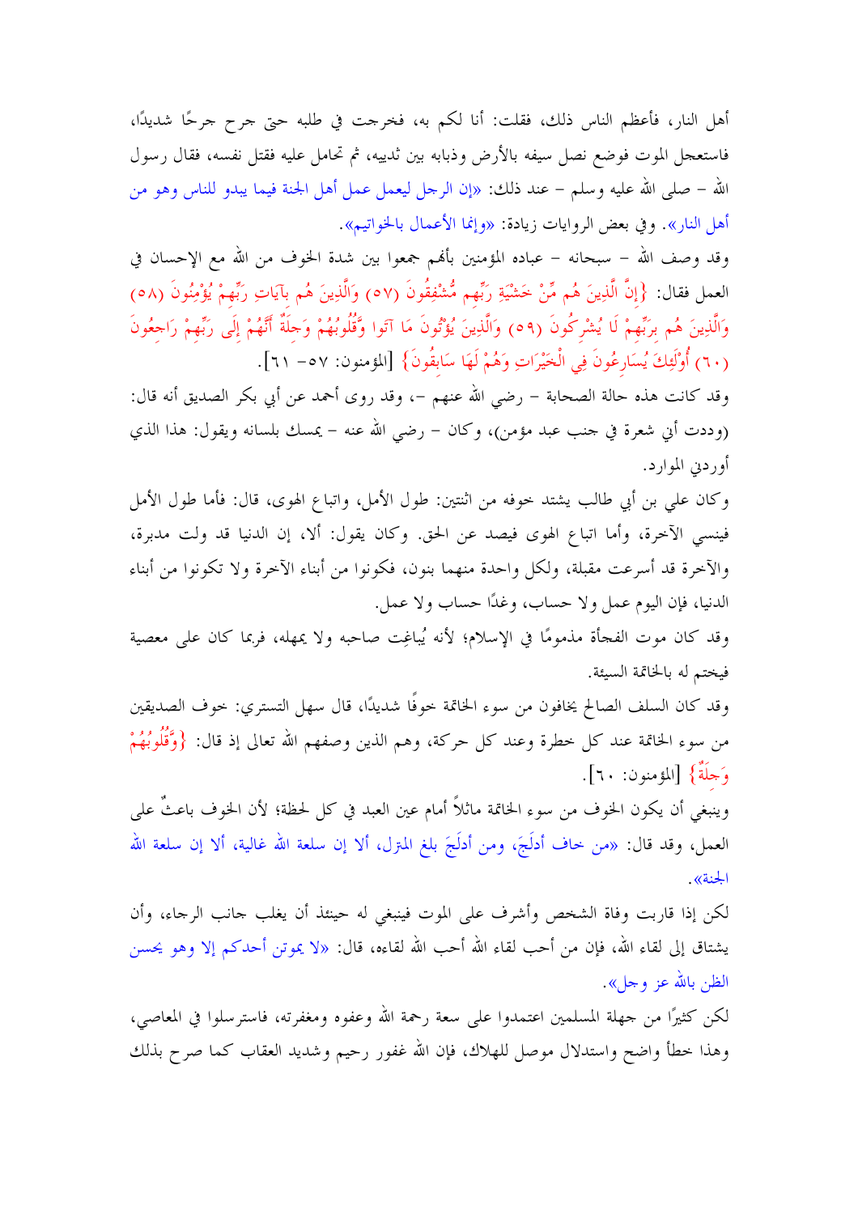أهل النار، فأعظم الناس ذلك، فقلت: أنا لكم به، فخرجت في طلبه حتى جرح جرحًا شديدًا، فاستعجل الموت فوضع نصل سيفه بالأرض وذبابه بين ثدييه، ثم تحامل عليه فقتل نفسه، فقال رسول الله – صلى الله عليه وسلم – عند ذلك: «إن الرجل ليعمل عمل أهل الجنة فيما يبدو للناس وهو من أهل النار». وفي بعض الروايات زيادة: «وإنما الأعمال بالخواتيم».

وقد وصف الله – سبحانه – عباده المؤمنين بأنهم جمعوا بين شدة الخوف من الله مع الإحسان في العمل فقال: {إِنَّ الَّذِينَ هُم مِّنْ خَشْيَةِ رَبِّهِم مُّشْفِقُونَ (٥٧) وَالَّذِينَ هُم بِآيَاتِ رَبِّهِمْ يُؤْمِنُونَ (٥٨) وَالَّذِينَ هُم بِرَبِّهِمْ لَا يُشْرِكُونَ (٥٩) وَالَّذِينَ يُؤْتُونَ مَا آتَوا وَّقُلُوبُهُمْ وَجِلَةٌ أَنَّهُمْ إِلَى رَبِّهِمْ رَاجِعُونَ (٦٠) أُوْلَئِكَ يُسَارِعُونَ فِي الْخَيْرَاتِ وَهُمْ لَهَا سَابِقُونَ} [المؤمنون: ٥٧- ٦١].

وقد كانت هذه حالة الصحابة – رضي الله عنهم –، وقد روى أحمد عن أبي بكر الصديق أنه قال: (وددت أني شعرة في جنب عبد مؤمن)، وكان – رضي الله عنه – يمسك بلسانه ويقول: هذا الذي أوردني الموارد.

وكان علي بن أبي طالب يشتد خوفه من اثنتين: طول الأمل، واتباع الهوى، قال: فأما طول الأمل فينسي الآخرة، وأما اتباع الهوى فيصد عن الحق. وكان يقول: ألا، إن الدنيا قد ولت مدبرة، والآخرة قد أسرعت مقبلة، ولكل واحدة منهما بنون، فكونوا من أبناء الآخرة ولا تكونوا من أبناء الدنيا، فإن اليوم عمل ولا حساب، وغدًا حساب ولا عمل.

وقد كان موت الفجأة مذمومًا في الإسلام؛ لأنه يُباغِت صاحبه ولا يمهله، فربما كان على معصية فيختم له بالخاتمة السيئة.

وقد كان السلف الصالح يخافون من سوء الخاتمة خوفًا شديدًا، قال سهل التستري: خوف الصديقين من سوء الخاتمة عند كل خطرة وعند كل حركة، وهم الذين وصفهم الله تعالى إذ قال: {وَّقُلُوبُهُمْ وَجِلَةٌ} [المؤمنون: ٦٠].

وينبغي أن يكون الخوف من سوء الخاتمة ماثلاً أمام عين العبد في كل لحظة؛ لأن الخوف باعثٌ على العمل، وقد قال: «من خاف أدلَجَ، ومن أدلَجَ بلغ المنزل، ألا إن سلعة الله غالية، ألا إن سلعة الله الجنة».

لكن إذا قاربت وفاة الشخص وأشرف على الموت فينبغي له حينئذ أن يغلب جانب الرجاء، وأن يشتاق إلى لقاء الله، فإن من أحب لقاء الله أحب الله لقاءه، قال: «لا يموتن أحدكم إلا وهو يحسن الظن بالله عز وجل».

لكن كثيرًا من جهلة المسلمين اعتمدوا على سعة رحمة الله وعفوه ومغفرته، فاسترسلوا في المعاصي، وهذا خطأ واضح واستدلال موصل للهلاك، فإن الله غفور رحيم وشديد العقاب كما صرح بذلك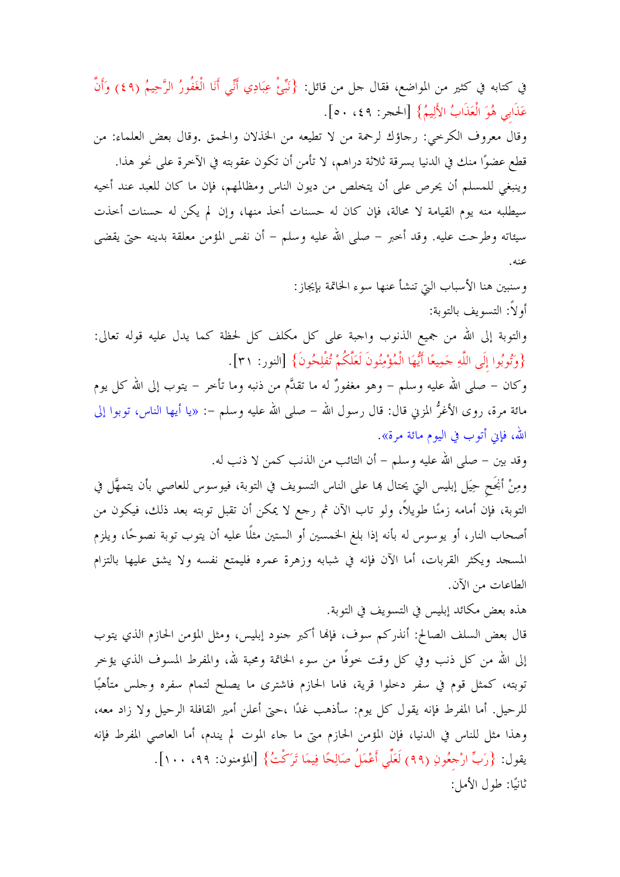في كتابه في كثير من المواضع، فقال جل من قائل: {نَبِّئْ عِبَادِي أَنِّي أَنَا الْغَفُورُ الرَّحِيمُ (٤٩) وَأَنَّ عَذَابِي هُوَ الْعَذَابُ الأَلِيمُ} [الحجر: ٤٩، ٥٠].

وقال معروف الكرخي: رجاؤك لرحمة من لا تطيعه من الخذلان والحمق .وقال بعض العلماء: من قطع عضوًا منك في الدنيا بسرقة ثلاثة دراهم، لا تأمن أن تكون عقوبته في الآخرة على نحو هذا.

وينبغي للمسلم أن يحرص على أن يتخلص من ديون الناس ومظالمهم، فإن ما كان للعبد عند أخيه سيطلبه منه يوم القيامة لا محالة، فإن كان له حسنات أخذ منها، وإن لم يكن له حسنات أخذت سيئاته وطرحت عليه. وقد أخبر – صلى الله عليه وسلم – أن نفس المؤمن معلقة بدينه حتى يقضى عنه.

وسنبين هنا الأسباب التي تنشأ عنها سوء الخاتمة بإيجاز:

أولاً: التسويف بالتوبة:

والتوبة إلى الله من جميع الذنوب واجبة على كل مكلف كل لحظة كما يدل عليه قوله تعالى: {وَتُوبُوا إِلَى اللَّهِ جَمِيعًا أَيُّهَا الْمُؤْمِنُونَ لَعَلَّكُمْ تُفْلِحُونَ} [النور: ٣١].

وكان – صلى الله عليه وسلم – وهو مغفورٌ له ما تقدَّم من ذنبه وما تأخر – يتوب إلى الله كل يوم مائة مرة، روى الأغرُّ المزني قال: قال رسول الله – صلى الله عليه وسلم –: «يا أيها الناس، توبوا إلى الله، فإني أتوب في اليوم مائة مرة».

وقد بين – صلى الله عليه وسلم – أن التائب من الذنب كمن لا ذنب له.

ومِنْ أنجَح حِيَل إبليس التي يحتال بها على الناس التسويف في التوبة، فيوسوس للعاصي بأن يتمهَّل في التوبة، فإن أمامه زمنًا طويلاً، ولو تاب الآن ثم رجع لا يمكن أن تقبل توبته بعد ذلك، فيكون من أصحاب النار، أو يوسوس له بأنه إذا بلغ الخمسين أو الستين مثلًا عليه أن يتوب توبة نصوحًا، ويلزم المسجد ويكثر القربات، أما الآن فإنه في شبابه وزهرة عمره فليمتع نفسه ولا يشق عليها بالتزام الطاعات من الآن.

هذه بعض مكائد إبليس في التسويف في التوبة.

قال بعض السلف الصالح: أنذركم سوف، فإنها أكبر جنود إبليس، ومثل المؤمن الحازم الذي يتوب إلى الله من كل ذنب وفي كل وقت خوفًا من سوء الخاتمة ومحبة لله، والمفرط المسوف الذي يؤخر توبته، كمثل قوم في سفر دخلوا قرية، فاما الحازم فاشترى ما يصلح لتمام سفره وجلس متأهبًا للرحيل. أما المفرط فإنه يقول كل يوم: سأذهب غدًا ،حتى أعلن أمير القافلة الرحيل ولا زاد معه، وهذا مثل للناس في الدنيا، فإن المؤمن الحازم متى ما جاء الموت لم يندم، أما العاصي المفرط فإنه يقول: {رَبِّ ارْجِعُونِ (٩٩) لَعَلِّي أَعْمَلُ صَالِحًا فِيمَا تَرَكْتُ} [المؤمنون: ٩٩، ١٠٠].

ثانيًا: طول الأمل: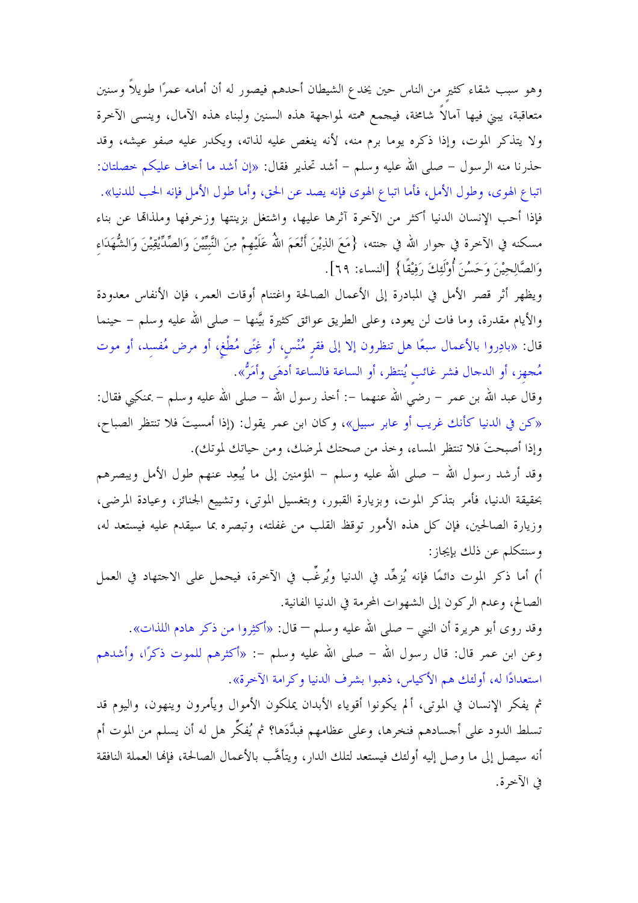وهو سبب شقاء كثيرٍ من الناس حين يخدع الشيطان أحدهم فيصور له أن أمامه عمرًا طويلاً وسنين متعاقبة، يبني فيها آمالاً شامخة، فيجمع همته لمواجهة هذه السنين ولبناء هذه الآمال، وينسى الآخرة ولا يتذكر الموت، وإذا ذكره يوما برم منه، لأنه ينغص عليه لذاته، ويكدر عليه صفو عيشه، وقد حذرنا منه الرسول – صلى الله عليه وسلم – أشد تحذير فقال: «إن أشد ما أخاف عليكم خصلتان: اتباع الهوى، وطول الأمل، فأما اتباع الهوى فإنه يصد عن الحق، وأما طول الأمل فإنه الحب للدنيا».

فإذا أحب الإنسان الدنيا أكثر من الآخرة آثرها عليها، واشتغل بزينتها وزخرفها وملذاتها عن بناء مسكنه في الآخرة في جوار الله في جنته، {مَعَ الذِيْنَ أَنْعَمَ اللهُ عَلَيْهِمْ مِنَ النَّبِيِّيْنَ وَالصِّدِّيْقِيْنَ وَالشُّهَدَاءِ وَالصَّالِحِيْنَ وَحَسُنَ أُوْلَئِكَ رَفِيْقًا} [النساء: ٦٩].

ويظهر أثر قصر الأمل في المبادرة إلى الأعمال الصالحة واغتنام أوقات العمر، فإن الأنفاس معدودة والأيام مقدرة، وما فات لن يعود، وعلى الطريق عوائق كثيرة بيَّنها – صلى الله عليه وسلم – حينما قال: «بادِروا بالأعمال سبعًا هل تنظرون إلا إلى فقرٍ مُنْسٍ، أو غِنًى مُطْغٍ، أو مرض مُفسِد، أو موت مُجهِز، أو الدجال فشر غائبٍ يُنتظر، أو الساعة فالساعة أدهَى وأمَرُّ».

وقال عبد الله بن عمر – رضي الله عنهما –: أخذ رسول الله – صلى الله عليه وسلم – بمنكبي فقال: «كن في الدنيا كأنك غريب أو عابر سبيل»، وكان ابن عمر يقول: (إذا أمسيتَ فلا تنتظر الصباح، وإذا أصبحتَ فلا تنتظر المساء، وخذ من صحتك لمرضك، ومن حياتك لموتك).

وقد أرشد رسول الله – صلى الله عليه وسلم – المؤمنين إلى ما يُبعِد عنهم طول الأمل ويبصرهم بحقيقة الدنيا، فأمر بتذكر الموت، وبزيارة القبور، وبتغسيل الموتى، وتشييع الجنائز، وعيادة المرضى، وزيارة الصالحين، فإن كل هذه الأمور توقظ القلب من غفلته، وتبصره بما سيقدم عليه فيستعد له، وسنتكلم عن ذلك بإيجاز:

أ) أما ذكر الموت دائمًا فإنه يُزهِّد في الدنيا ويُرغِّب في الآخرة، فيحمل على الاجتهاد في العمل الصالح، وعدم الركون إلى الشهوات المحرمة في الدنيا الفانية.

وقد روى أبو هريرة أن النبي – صلى الله عليه وسلم — قال: «أكثِروا من ذكر هادم اللذات».

وعن ابن عمر قال: قال رسول الله – صلى الله عليه وسلم –: «أكثرهم للموت ذكرًا، وأشدهم استعدادًا له، أولئك هم الأكياس، ذهبوا بشرف الدنيا وكرامة الآخرة».

ثم يفكر الإنسان في الموتى، ألم يكونوا أقوياء الأبدان يملكون الأموال ويأمرون وينهون، واليوم قد تسلط الدود على أجسادهم فنخرها، وعلى عظامهم فبدَّدَها؟ ثم يُفكِّر هل له أن يسلم من الموت أم أنه سيصل إلى ما وصل إليه أولئك فيستعد لتلك الدار، ويتأهَّب بالأعمال الصالحة، فإنها العملة النافقة في الآخرة.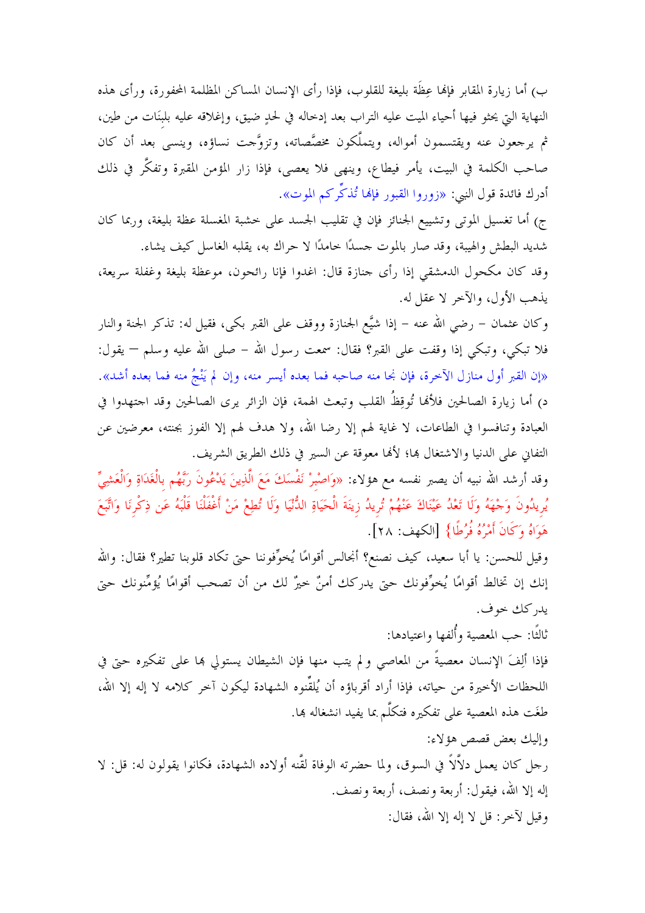ب) أما زيارة المقابر فإنها عِظَة بليغة للقلوب، فإذا رأى الإنسان المساكن المظلمة المحفورة، ورأى هذه النهاية التي يحثو فيها أحياء الميت عليه التراب بعد إدخاله في لحدٍ ضيق، وإغلاقه عليه بلبنَات من طين، ثم يرجعون عنه ويقتسمون أمواله، ويتملَّكون مخصَّصاته، وتزوَّجت نساؤه، وينسى بعد أن كان صاحب الكلمة في البيت، يأمر فيطاع، وينهى فلا يعصى، فإذا زار المؤمن المقبرة وتفكَّر في ذلك أدرك فائدة قول النبي: «زوروا القبور فإنها تُذكِّركم الموت».

ج) أما تغسيل الموتى وتشييع الجنائز فإن في تقليب الجسد على خشبة المغسلة عظة بليغة، وربما كان شديد البطش والهيبة، وقد صار بالموت جسدًا خامدًا لا حراك به، يقلبه الغاسل كيف يشاء.

وقد كان مكحول الدمشقي إذا رأى جنازة قال: اغدوا فإنا رائحون، موعظة بليغة وغفلة سريعة، يذهب الأول، والآخر لا عقل له.

وكان عثمان – رضي الله عنه – إذا شيَّع الجنازة ووقف على القبر بكى، فقيل له: تذكر الجنة والنار فلا تبكي، وتبكي إذا وقفت على القبر؟ فقال: سمعت رسول الله – صلى الله عليه وسلم – يقول: «إن القبر أول منازل الآخرة، فإن نجا منه صاحبه فما بعده أيسر منه، وإن لم يَنْجُ منه فما بعده أشد».

د) أما زيارة الصالحين فلأنها تُوقِظُ القلب وتبعث الهمة، فإن الزائر يرى الصالحين وقد اجتهدوا في العبادة وتنافسوا في الطاعات، لا غاية لهم إلا رضا الله، ولا هدف لهم إلا الفوز بجنته، معرضين عن التفاني على الدنيا والاشتغال بها؛ لأنها معوقة عن السير في ذلك الطريق الشريف.

وقد أرشد الله نبيه أن يصبر نفسه مع هؤلاء: «وَاصْبِرْ نَفْسَكَ مَعَ الَّذِينَ يَدْعُونَ رَبَّهُم بِالْغَدَاةِ وَالْعَشِيِّ يُرِيدُونَ وَجْهَهُ وَلَا تَعْدُ عَيْنَاكَ عَنْهُمْ تُرِيدُ زِينَةَ الْحَيَاةِ الدُّنْيَا وَلَا تُطِعْ مَنْ أَغْفَلْنَا قَلْبَهُ عَن ذِكْرِنَا وَاتَّبَعَ هَوَاهُ وَكَانَ أَمْرُهُ فُرُطًا} [الكهف: ٢٨].

وقيل للحسن: يا أبا سعيد، كيف نصنع؟ أنجالس أقوامًا يُخوِّفوننا حتى تكاد قلوبنا تطير؟ فقال: والله إنك إن تخالط أقوامًا يُخوِّفونك حتى يدركك أمنٌ خيرٌ لك من أن تصحب أقوامًا يُؤمِّنونك حتى يدركك خوف.

ثالثًا: حب المعصية وأُلفها واعتيادها:

فإذا أَلِفَ الإنسان معصيةً من المعاصي ولم يتب منها فإن الشيطان يستولي بها على تفكيره حتى في اللحظات الأخيرة من حياته، فإذا أراد أقرباؤه أن يُلقِّنوه الشهادة ليكون آخر كلامه لا إله إلا الله، طغَت هذه المعصية على تفكيره فتكلَّم بما يفيد انشغاله بها.

وإليك بعض قصص هؤلاء:

رجل كان يعمل دلاَّلاً في السوق، ولما حضرته الوفاة لقَّنه أولاده الشهادة، فكانوا يقولون له: قل: لا إله إلا الله، فيقول: أربعة ونصف، أربعة ونصف.

وقيل لآخر: قل لا إله إلا الله، فقال: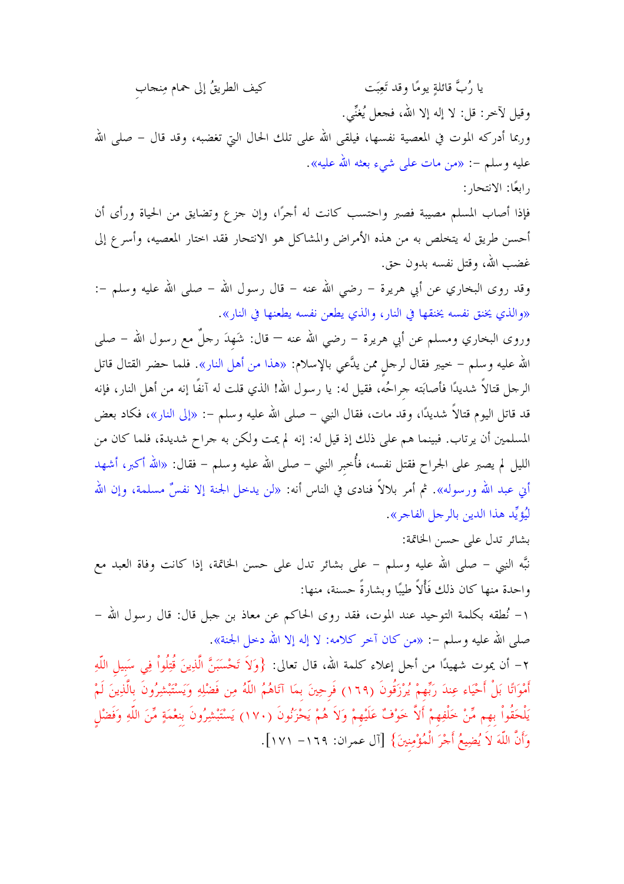يا رُبَّ قائلةٍ يومًا وقد تَعِبَت        كيف الطريقُ إلى حمام مِنجابِ

وقيل لآخر: قل: لا إله إلا الله، فجعل يُغنِّي.

وربما أدركه الموت في المعصية نفسها، فيلقى الله على تلك الحال التي تغضبه، وقد قال – صلى الله عليه وسلم –: «من مات على شيء بعثه الله عليه».

رابعًا: الانتحار:

فإذا أصاب المسلم مصيبة فصبر واحتسب كانت له أجرًا، وإن جزع وتضايق من الحياة ورأى أن أحسن طريق له يتخلص به من هذه الأمراض والمشاكل هو الانتحار فقد اختار المعصيه، وأسرع إلى غضب الله، وقتل نفسه بدون حق.

وقد روى البخاري عن أبي هريرة – رضي الله عنه – قال رسول الله – صلى الله عليه وسلم –: «والذي يخنق نفسه يخنقها في النار، والذي يطعن نفسه يطعنها في النار».

وروى البخاري ومسلم عن أبي هريرة – رضي الله عنه – قال: شَهِدَ رجلٌ مع رسول الله – صلى الله عليه وسلم – خيبر فقال لرجلٍ ممن يدَّعي بالإسلام: «هذا من أهل النار». فلما حضر القتال قاتل الرجل قتالاً شديدًا فأصابَته جراحُه، فقيل له: يا رسول الله! الذي قلت له آنفًا إنه من أهل النار، فإنه قد قاتل اليوم قتالاً شديدًا، وقد مات، فقال النبي – صلى الله عليه وسلم –: «إلى النار»، فكاد بعض المسلمين أن يرتاب. فبينما هم على ذلك إذ قيل له: إنه لم يمت ولكن به جراح شديدة، فلما كان من الليل لم يصبر على الجراح فقتل نفسه، فأُخبِر النبي – صلى الله عليه وسلم – فقال: «الله أكبر، أشهد أني عبد الله ورسوله». ثم أمر بلالاً فنادى في الناس أنه: «لن يدخل الجنة إلا نفسٌ مسلمة، وإن الله ليُؤيِّد هذا الدين بالرجل الفاجر».

بشائر تدل على حسن الخاتمة:

نبَّه النبي – صلى الله عليه وسلم – على بشائر تدل على حسن الخاتمة، إذا كانت وفاة العبد مع واحدة منها كان ذلك فَألاً طيبًا وبشارةً حسنة، منها:

١- نُطقه بكلمة التوحيد عند الموت، فقد روى الحاكم عن معاذ بن جبل قال: قال رسول الله – صلى الله عليه وسلم –: «من كان آخر كلامه: لا إله إلا الله دخل الجنة».

٢- أن يموت شهيدًا من أجل إعلاء كلمة الله، قال تعالى: {وَلاَ تَحْسَبَنَّ الَّذِينَ قُتِلُواْ فِي سَبِيلِ اللّهِ أَمْوَاتًا بَلْ أَحْيَاء عِندَ رَبِّهِمْ يُرْزَقُونَ (١٦٩) فَرِحِينَ بِمَا آتَاهُمُ اللّهُ مِن فَضْلِهِ وَيَسْتَبْشِرُونَ بِالَّذِينَ لَمْ يَلْحَقُواْ بِهِم مِّنْ خَلْفِهِمْ أَلاَّ خَوْفٌ عَلَيْهِمْ وَلاَ هُمْ يَحْزَنُونَ (١٧٠) يَسْتَبْشِرُونَ بِنِعْمَةٍ مِّنَ اللّهِ وَفَضْلٍ وَأَنَّ اللّهَ لاَ يُضِيعُ أَجْرَ الْمُؤْمِنِينَ} [آل عمران: ١٦٩- ١٧١].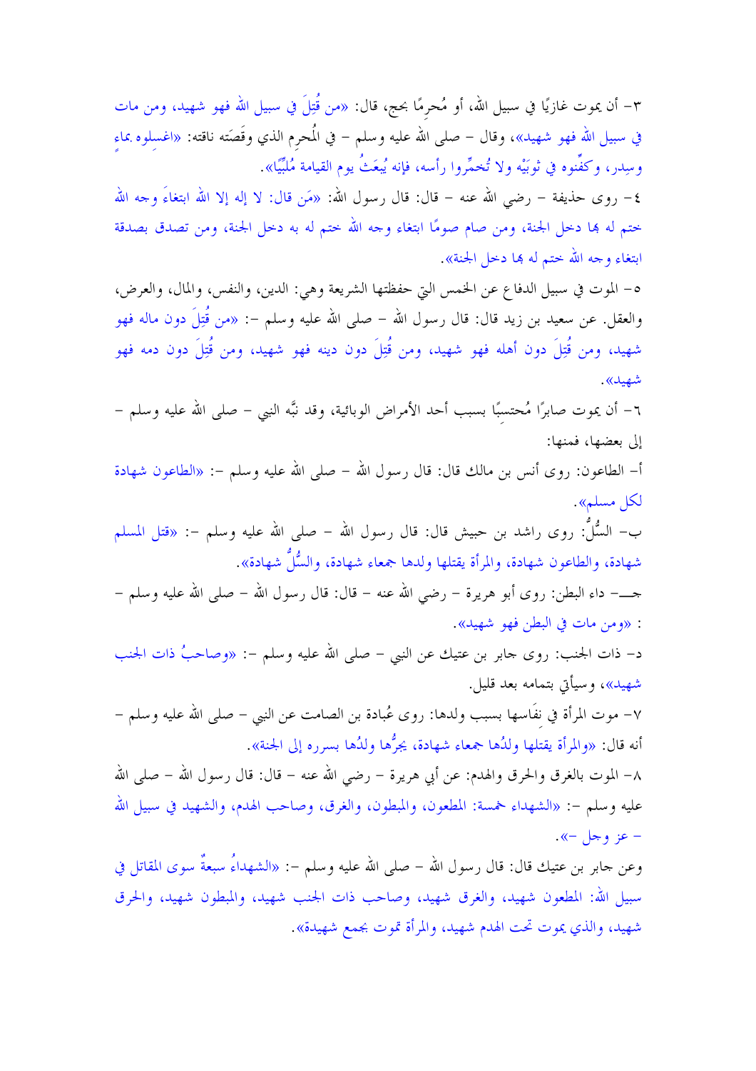٣- أن يموت غازيًا في سبيل الله، أو مُحرِمًا بحج، قال: «من قُتِلَ في سبيل الله فهو شهيد، ومن مات في سبيل الله فهو شهيد»، وقال - صلى الله عليه وسلم - في المُحرِم الذي وقَصَته ناقته: «اغسلوه بماءٍ وسِدر، وكفِّنوه في ثوبَيْه ولا تُخمِّروا رأسه، فإنه يُبعَثُ يوم القيامة مُلبِّيًا».

٤- روى حذيفة - رضي الله عنه - قال: قال رسول الله: «مَن قال: لا إله إلا الله ابتغاءَ وجه الله ختم له بها دخل الجنة، ومن صام صومًا ابتغاء وجه الله ختم له به دخل الجنة، ومن تصدق بصدقة ابتغاء وجه الله ختم له بها دخل الجنة».

٥- الموت في سبيل الدفاع عن الخمس التي حفظتها الشريعة وهي: الدين، والنفس، والمال، والعرض، والعقل. عن سعيد بن زيد قال: قال رسول الله - صلى الله عليه وسلم -: «من قُتِلَ دون ماله فهو شهيد، ومن قُتِلَ دون أهله فهو شهيد، ومن قُتِلَ دون دينه فهو شهيد، ومن قُتِلَ دون دمه فهو شهيد».

٦- أن يموت صابرًا مُحتسِبًا بسبب أحد الأمراض الوبائية، وقد نبَّه النبي - صلى الله عليه وسلم - إلى بعضها، فمنها:

أ- الطاعون: روى أنس بن مالك قال: قال رسول الله - صلى الله عليه وسلم -: «الطاعون شهادة لكل مسلم».

ب- السُّلُّ: روى راشد بن حبيش قال: قال رسول الله - صلى الله عليه وسلم -: «قتل المسلم شهادة، والطاعون شهادة، والمرأة يقتلها ولدها جمعاء شهادة، والسُّلُّ شهادة».

جـ- داء البطن: روى أبو هريرة - رضي الله عنه - قال: قال رسول الله - صلى الله عليه وسلم -: «ومن مات في البطن فهو شهيد».

د- ذات الجنب: روى جابر بن عتيك عن النبي - صلى الله عليه وسلم -: «وصاحبُ ذات الجنب شهيد»، وسيأتي بتمامه بعد قليل.

٧- موت المرأة في نِفَاسها بسبب ولدها: روى عُبادة بن الصامت عن النبي - صلى الله عليه وسلم - أنه قال: «والمرأة يقتلها ولدُها جمعاء شهادة، يجرُّها ولدُها بسرره إلى الجنة».

٨- الموت بالغرق والحرق والهدم: عن أبي هريرة - رضي الله عنه - قال: قال رسول الله - صلى الله عليه وسلم -: «الشهداء خمسة: المطعون، والمبطون، والغرق، وصاحب الهدم، والشهيد في سبيل الله - عز وجل -».

وعن جابر بن عتيك قال: قال رسول الله - صلى الله عليه وسلم -: «الشهداءُ سبعةٌ سوى المقاتل في سبيل الله: المطعون شهيد، والغرق شهيد، وصاحب ذات الجنب شهيد، والمبطون شهيد، والحرق شهيد، والذي يموت تحت الهدم شهيد، والمرأة تموت بجمع شهيدة».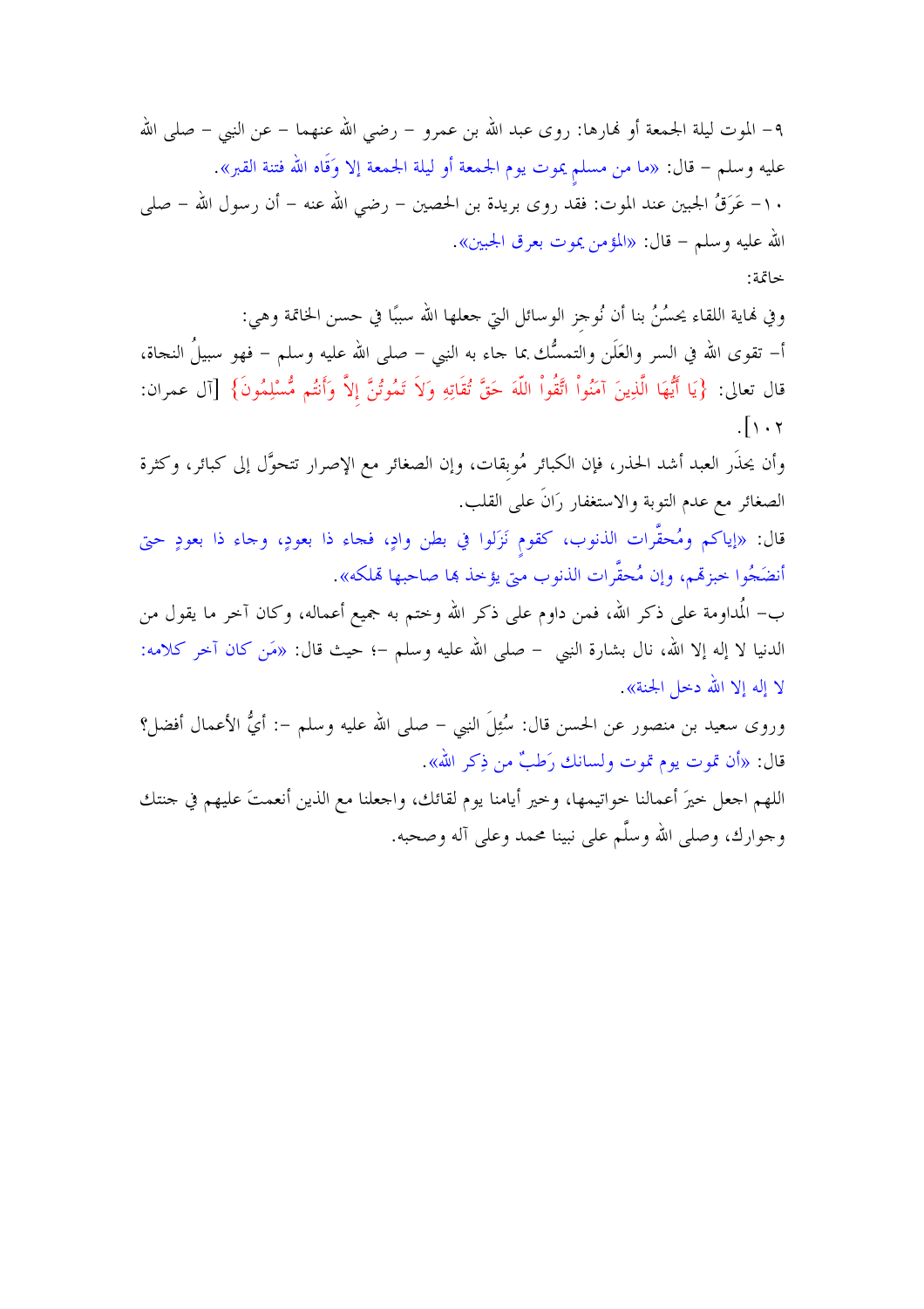٩- الموت ليلة الجمعة أو نهارها: روى عبد الله بن عمرو - رضي الله عنهما - عن النبي - صلى الله عليه وسلم - قال: «ما من مسلمٍ يموت يوم الجمعة أو ليلة الجمعة إلا وَقَاه الله فتنة القبر».

١٠- عَرَقُ الجبين عند الموت: فقد روى بريدة بن الحصين - رضي الله عنه - أن رسول الله - صلى الله عليه وسلم - قال: «المؤمن يموت بعرق الجبين».

خاتمة:

وفي نهاية اللقاء يحسُنُ بنا أن نُوجز الوسائل التي جعلها الله سببًا في حسن الخاتمة وهي:

أ- تقوى الله في السر والعَلَن والتمسُّك بما جاء به النبي - صلى الله عليه وسلم - فهو سبيلُ النجاة، قال تعالى: {يَا أَيُّهَا الَّذِينَ آمَنُواْ اتَّقُواْ اللّهَ حَقَّ تُقَاتِهِ وَلاَ تَمُوتُنَّ إِلاَّ وَأَنتُم مُّسْلِمُونَ} [آل عمران: ١٠٢].

وأن يحذَر العبد أشد الحذر، فإن الكبائر مُوبقات، وإن الصغائر مع الإصرار تتحوَّل إلى كبائر، وكثرة الصغائر مع عدم التوبة والاستغفار رَانَ على القلب.

قال: «إياكم ومُحقَّرات الذنوب، كقومٍ نَزَلوا في بطن وادٍ، فجاء ذا بعودٍ، وجاء ذا بعودٍ حتى أنضَجُوا خبزهم، وإن مُحقَّرات الذنوب متى يؤخذ بها صاحبها تهلكه».

ب- المُداومة على ذكر الله، فمن داوم على ذكر الله وختم به جميع أعماله، وكان آخر ما يقول من الدنيا لا إله إلا الله، نال بشارة النبي - صلى الله عليه وسلم -؛ حيث قال: «مَن كان آخر كلامه: لا إله إلا الله دخل الجنة».

وروى سعيد بن منصور عن الحسن قال: سُئِلَ النبي - صلى الله عليه وسلم -: أيُّ الأعمال أفضل؟ قال: «أن تموت يوم تموت ولسانك رَطبٌ من ذِكر الله».

اللهم اجعل خيرَ أعمالنا خواتيمها، وخير أيامنا يوم لقائك، واجعلنا مع الذين أنعمتَ عليهم في جنتك وجوارك، وصلى الله وسلَّم على نبينا محمد وعلى آله وصحبه.